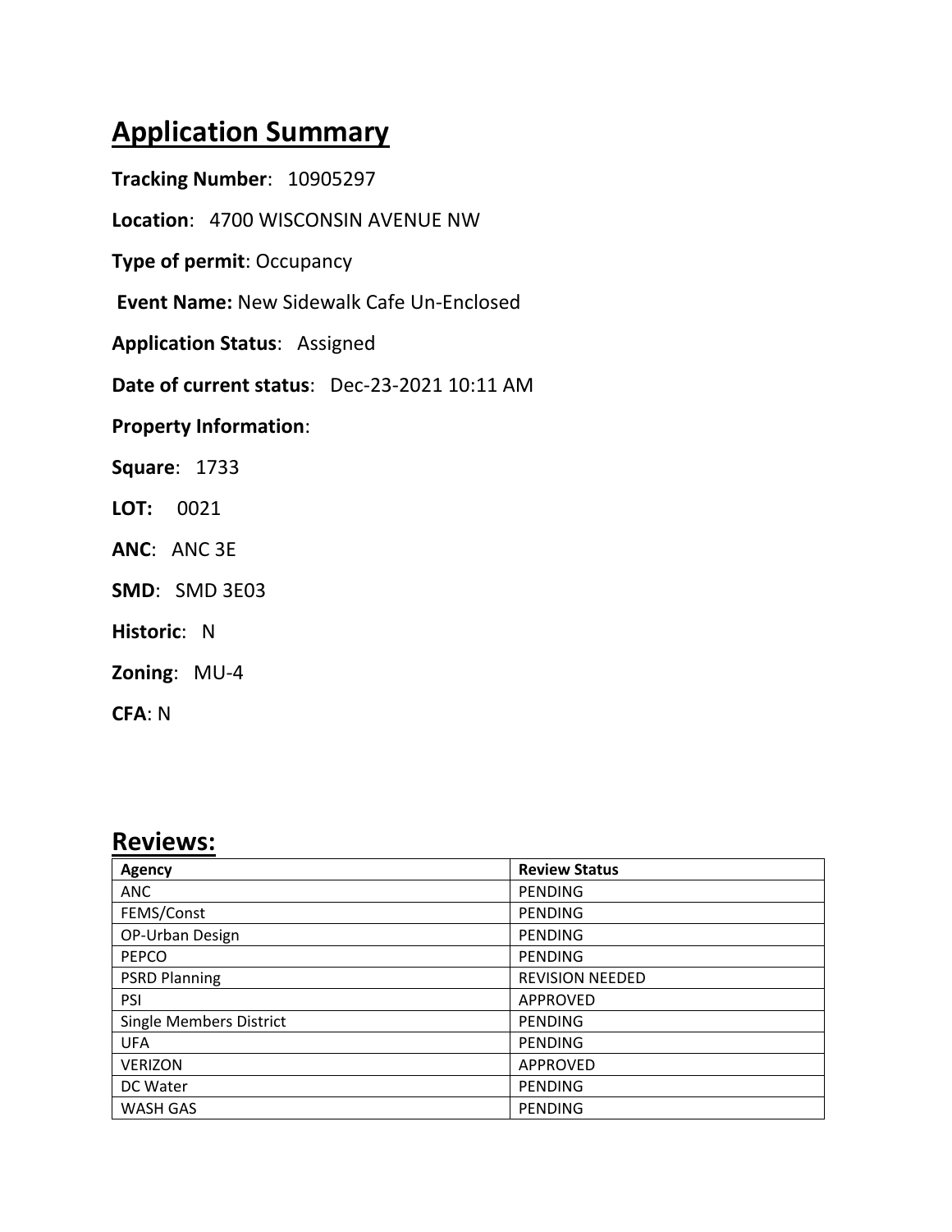# Application Summary

**Tracking Number**: 10905297

**Location**: 4700 WISCONSIN AVENUE NW

**Type of permit**: Occupancy

**Event Name:** New Sidewalk Cafe Un-Enclosed

**Application Status**: Assigned

**Date of current status**: Dec-23-2021 10:11 AM

**Property Information**:

**Square**: 1733

**LOT:** 0021

**ANC**: ANC 3E

**SMD**: SMD 3E03

**Historic**: N

**Zoning**: MU-4

**CFA**: N

## Reviews:

| Agency | Review Status |
|---|---|
| ANC | PENDING |
| FEMS/Const | PENDING |
| OP-Urban Design | PENDING |
| PEPCO | PENDING |
| PSRD Planning | REVISION NEEDED |
| PSI | APPROVED |
| Single Members District | PENDING |
| UFA | PENDING |
| VERIZON | APPROVED |
| DC Water | PENDING |
| WASH GAS | PENDING |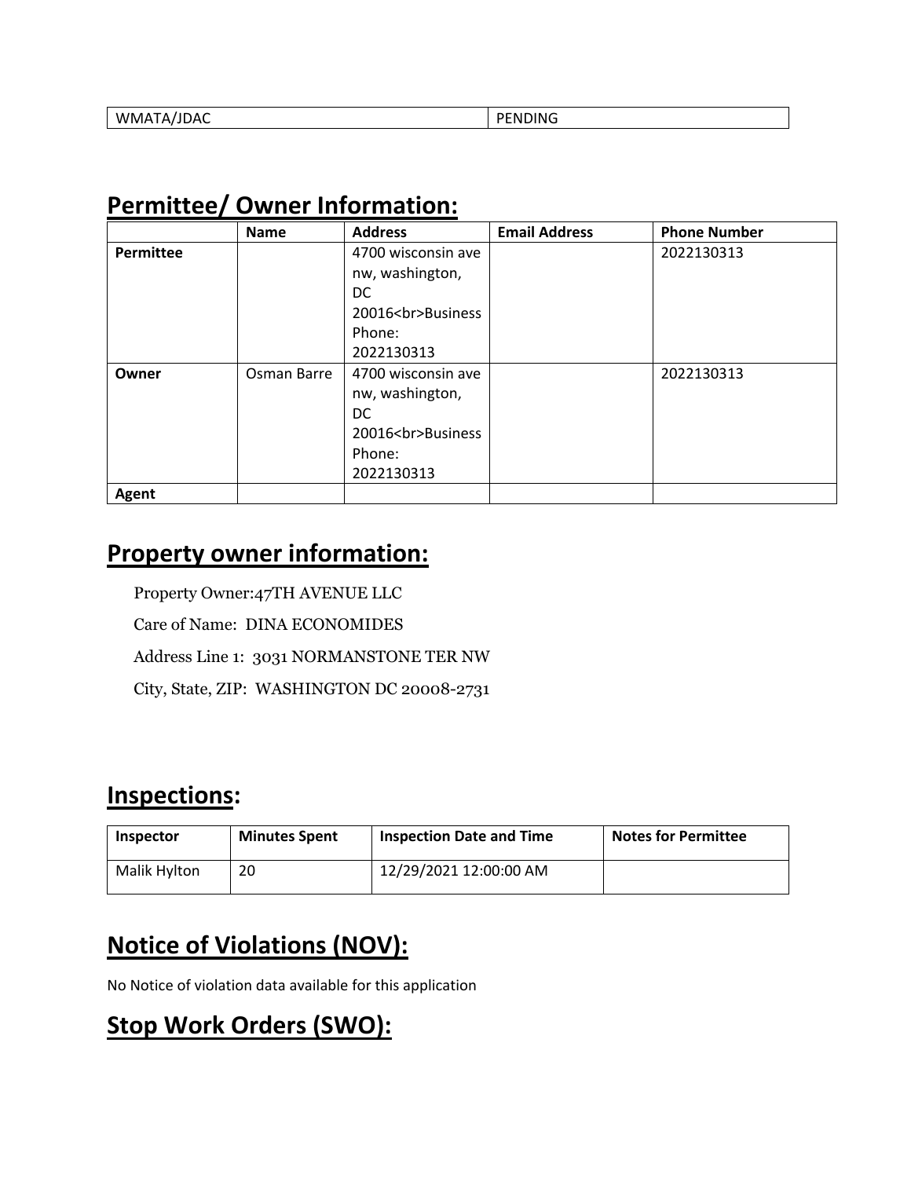| | |
|---|---|
| WMATA/JDAC | PENDING |

## Permittee/ Owner Information:

| | Name | Address | Email Address | Phone Number |
|---|---|---|---|---|
| **Permittee** | | 4700 wisconsin ave nw, washington, DC 20016<br>Business Phone: 2022130313 | | 2022130313 |
| **Owner** | Osman Barre | 4700 wisconsin ave nw, washington, DC 20016<br>Business Phone: 2022130313 | | 2022130313 |
| **Agent** | | | | |

## Property owner information:

Property Owner:47TH AVENUE LLC

Care of Name: DINA ECONOMIDES

Address Line 1: 3031 NORMANSTONE TER NW

City, State, ZIP: WASHINGTON DC 20008-2731

## Inspections:

| Inspector | Minutes Spent | Inspection Date and Time | Notes for Permittee |
|---|---|---|---|
| Malik Hylton | 20 | 12/29/2021 12:00:00 AM | |

## Notice of Violations (NOV):

No Notice of violation data available for this application

## Stop Work Orders (SWO):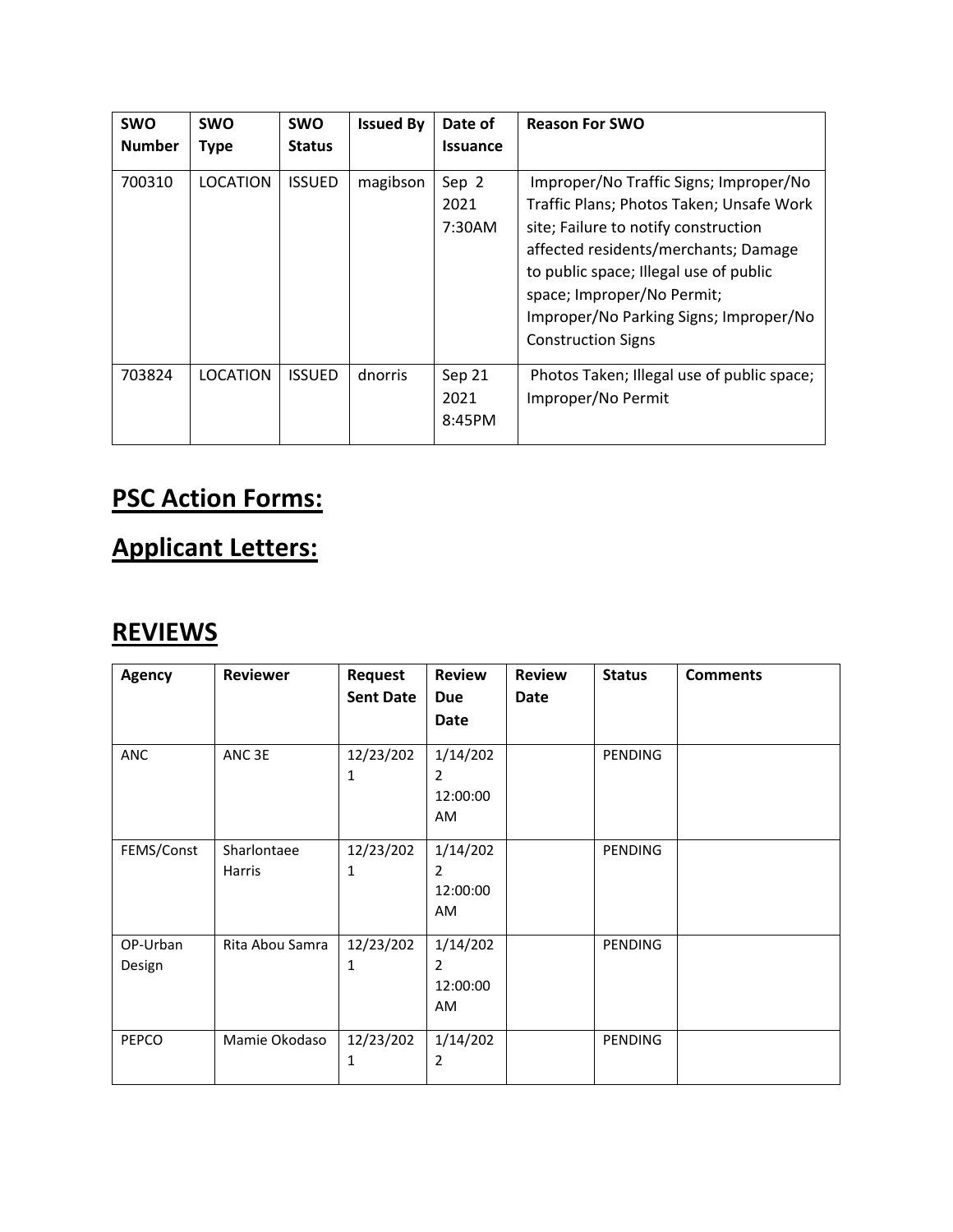| SWO Number | SWO Type | SWO Status | Issued By | Date of Issuance | Reason For SWO |
|---|---|---|---|---|---|
| 700310 | LOCATION | ISSUED | magibson | Sep 2 2021 7:30AM | Improper/No Traffic Signs; Improper/No Traffic Plans; Photos Taken; Unsafe Work site; Failure to notify construction affected residents/merchants; Damage to public space; Illegal use of public space; Improper/No Permit; Improper/No Parking Signs; Improper/No Construction Signs |
| 703824 | LOCATION | ISSUED | dnorris | Sep 21 2021 8:45PM | Photos Taken; Illegal use of public space; Improper/No Permit |

## PSC Action Forms:

## Applicant Letters:

## REVIEWS

| Agency | Reviewer | Request Sent Date | Review Due Date | Review Date | Status | Comments |
|---|---|---|---|---|---|---|
| ANC | ANC 3E | 12/23/2021 | 1/14/2022 12:00:00 AM | | PENDING | |
| FEMS/Const | Sharlontaee Harris | 12/23/2021 | 1/14/2022 12:00:00 AM | | PENDING | |
| OP-Urban Design | Rita Abou Samra | 12/23/2021 | 1/14/2022 12:00:00 AM | | PENDING | |
| PEPCO | Mamie Okodaso | 12/23/2021 | 1/14/2022 | | PENDING | |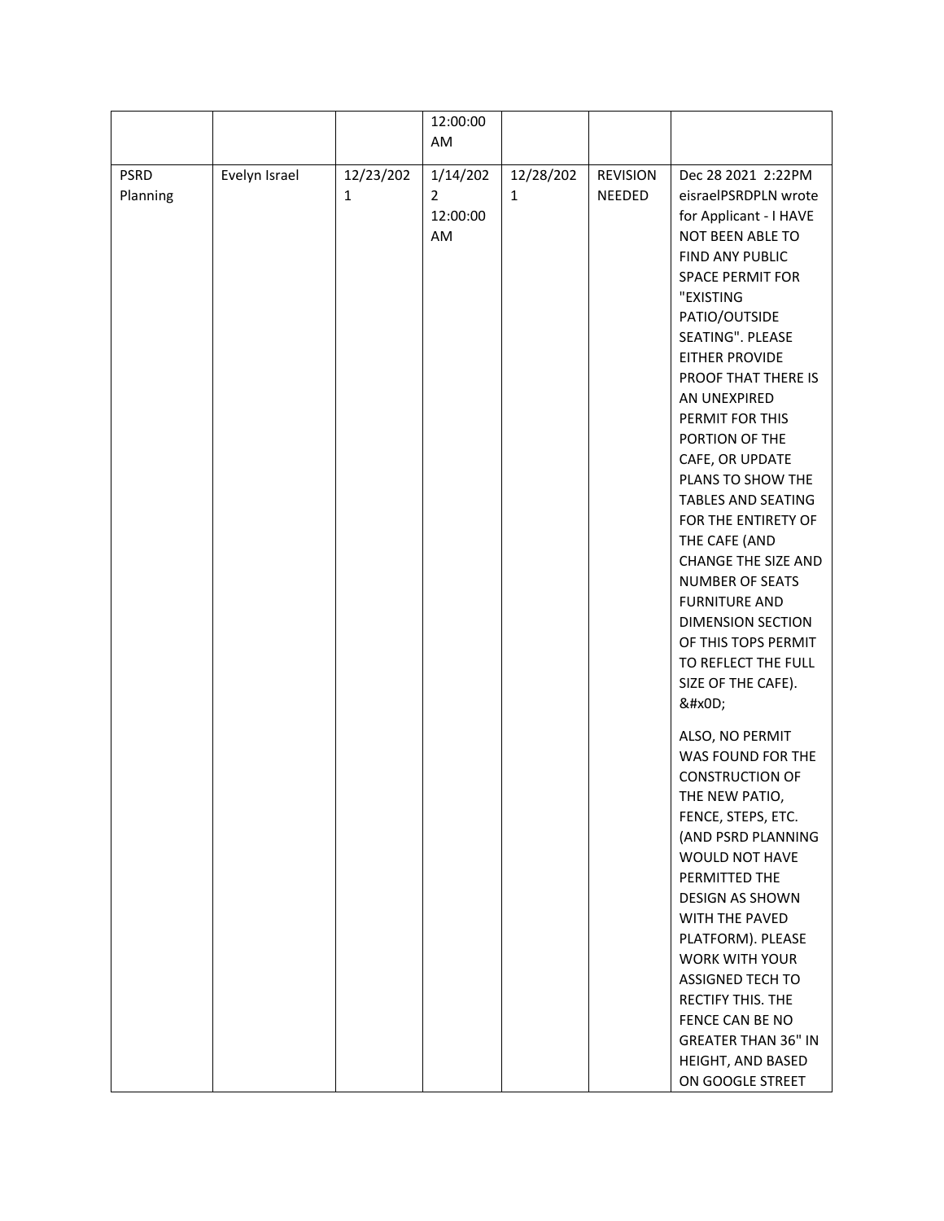| | | | | | | |
|---|---|---|---|---|---|---|
| | | | 12:00:00 AM | | | |
| PSRD Planning | Evelyn Israel | 12/23/2021 | 1/14/2022 12:00:00 AM | 12/28/2021 | REVISION NEEDED | Dec 28 2021 2:22PM eisraelPSRDPLN wrote for Applicant - I HAVE NOT BEEN ABLE TO FIND ANY PUBLIC SPACE PERMIT FOR "EXISTING PATIO/OUTSIDE SEATING". PLEASE EITHER PROVIDE PROOF THAT THERE IS AN UNEXPIRED PERMIT FOR THIS PORTION OF THE CAFE, OR UPDATE PLANS TO SHOW THE TABLES AND SEATING FOR THE ENTIRETY OF THE CAFE (AND CHANGE THE SIZE AND NUMBER OF SEATS FURNITURE AND DIMENSION SECTION OF THIS TOPS PERMIT TO REFLECT THE FULL SIZE OF THE CAFE). &#x0D;<br><br>ALSO, NO PERMIT WAS FOUND FOR THE CONSTRUCTION OF THE NEW PATIO, FENCE, STEPS, ETC. (AND PSRD PLANNING WOULD NOT HAVE PERMITTED THE DESIGN AS SHOWN WITH THE PAVED PLATFORM). PLEASE WORK WITH YOUR ASSIGNED TECH TO RECTIFY THIS. THE FENCE CAN BE NO GREATER THAN 36" IN HEIGHT, AND BASED ON GOOGLE STREET |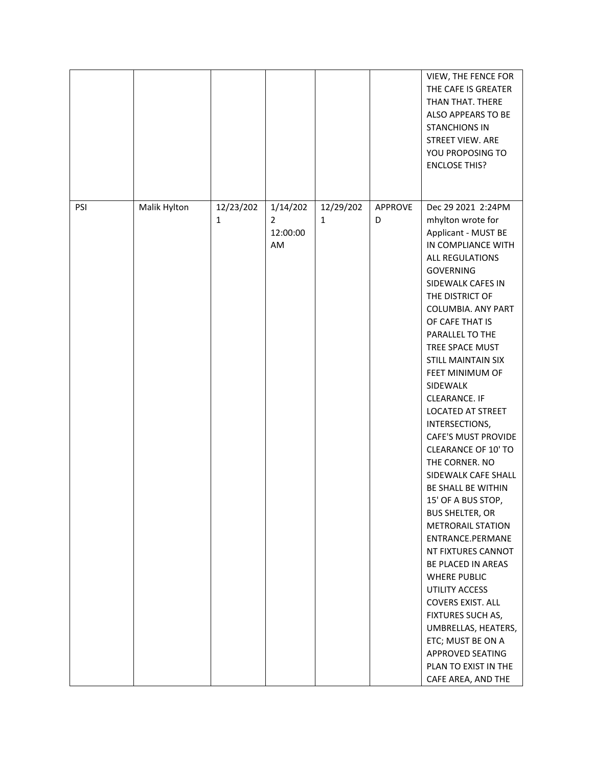| | | | | | | |
|---|---|---|---|---|---|---|
| | | | | | | VIEW, THE FENCE FOR THE CAFE IS GREATER THAN THAT. THERE ALSO APPEARS TO BE STANCHIONS IN STREET VIEW. ARE YOU PROPOSING TO ENCLOSE THIS? |
| PSI | Malik Hylton | 12/23/2021 | 1/14/2022 12:00:00 AM | 12/29/2021 | APPROVED | Dec 29 2021 2:24PM mhylton wrote for Applicant - MUST BE IN COMPLIANCE WITH ALL REGULATIONS GOVERNING SIDEWALK CAFES IN THE DISTRICT OF COLUMBIA. ANY PART OF CAFE THAT IS PARALLEL TO THE TREE SPACE MUST STILL MAINTAIN SIX FEET MINIMUM OF SIDEWALK CLEARANCE. IF LOCATED AT STREET INTERSECTIONS, CAFE'S MUST PROVIDE CLEARANCE OF 10' TO THE CORNER. NO SIDEWALK CAFE SHALL BE SHALL BE WITHIN 15' OF A BUS STOP, BUS SHELTER, OR METRORAIL STATION ENTRANCE.PERMANENT FIXTURES CANNOT BE PLACED IN AREAS WHERE PUBLIC UTILITY ACCESS COVERS EXIST. ALL FIXTURES SUCH AS, UMBRELLAS, HEATERS, ETC; MUST BE ON A APPROVED SEATING PLAN TO EXIST IN THE CAFE AREA, AND THE |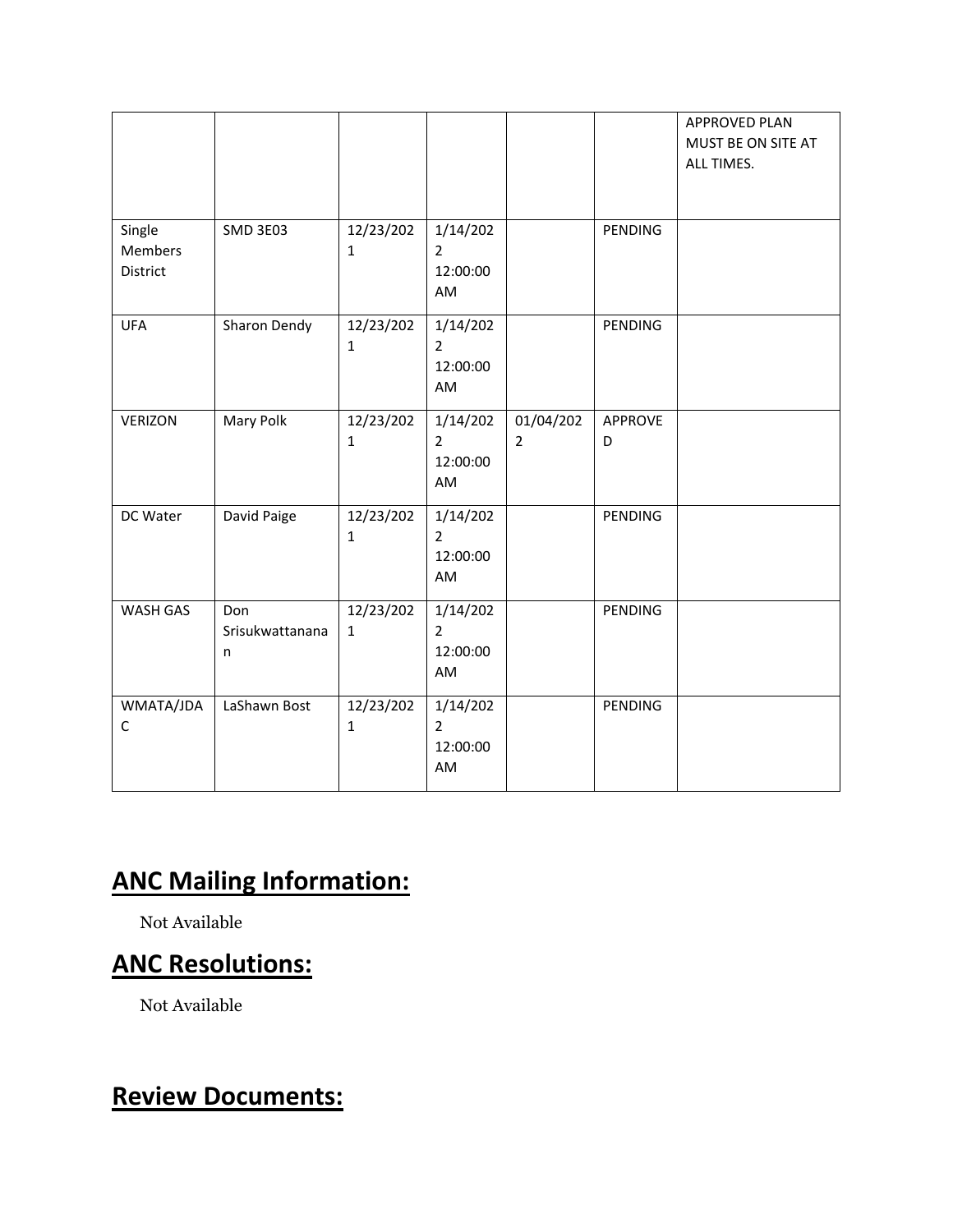| | | | | | | |
|---|---|---|---|---|---|---|
| | | | | | | APPROVED PLAN MUST BE ON SITE AT ALL TIMES. |
| Single Members District | SMD 3E03 | 12/23/2021 | 1/14/2022 12:00:00 AM | | PENDING | |
| UFA | Sharon Dendy | 12/23/2021 | 1/14/2022 12:00:00 AM | | PENDING | |
| VERIZON | Mary Polk | 12/23/2021 | 1/14/2022 12:00:00 AM | 01/04/2022 | APPROVED | |
| DC Water | David Paige | 12/23/2021 | 1/14/2022 12:00:00 AM | | PENDING | |
| WASH GAS | Don Srisukwattananan | 12/23/2021 | 1/14/2022 12:00:00 AM | | PENDING | |
| WMATA/JDAC | LaShawn Bost | 12/23/2021 | 1/14/2022 12:00:00 AM | | PENDING | |

## ANC Mailing Information:

Not Available

## ANC Resolutions:

Not Available

## Review Documents: